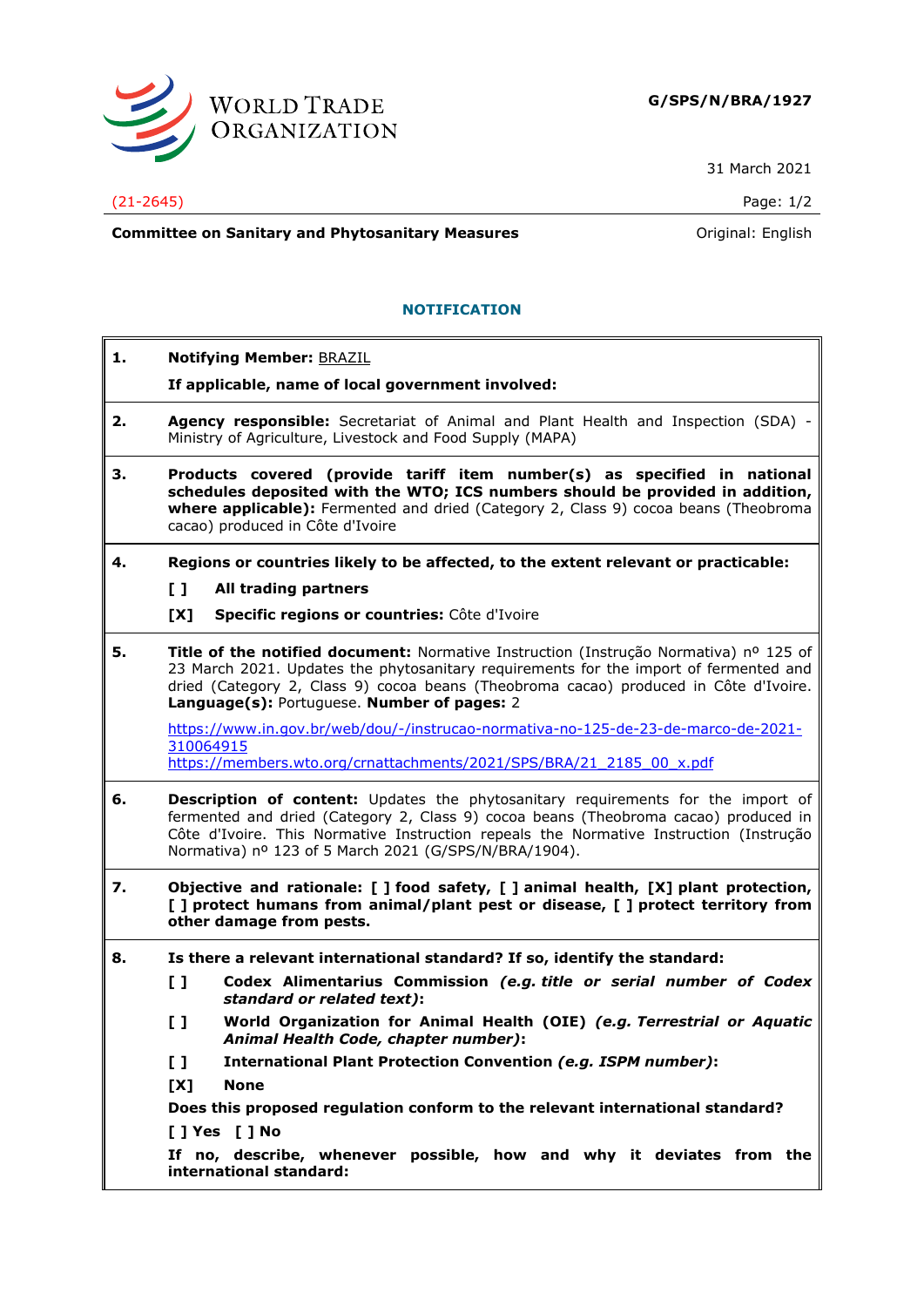WORLD TRADE ORGANIZATION

**G/SPS/N/BRA/1927**

31 March 2021

(21-2645)

**Committee on Sanitary and Phytosanitary Measures** Original: English

## NOTIFICATION

**1. Notifying Member:** BRAZIL

**If applicable, name of local government involved:**

**2. Agency responsible:** Secretariat of Animal and Plant Health and Inspection (SDA) - Ministry of Agriculture, Livestock and Food Supply (MAPA)

**3. Products covered (provide tariff item number(s) as specified in national schedules deposited with the WTO; ICS numbers should be provided in addition, where applicable):** Fermented and dried (Category 2, Class 9) cocoa beans (Theobroma cacao) produced in Côte d'Ivoire

**4. Regions or countries likely to be affected, to the extent relevant or practicable:**

**[ ] All trading partners**

**[X] Specific regions or countries:** Côte d'Ivoire

**5. Title of the notified document:** Normative Instruction (Instrução Normativa) nº 125 of 23 March 2021. Updates the phytosanitary requirements for the import of fermented and dried (Category 2, Class 9) cocoa beans (Theobroma cacao) produced in Côte d'Ivoire. **Language(s):** Portuguese. **Number of pages:** 2

https://www.in.gov.br/web/dou/-/instrucao-normativa-no-125-de-23-de-marco-de-2021-310064915
https://members.wto.org/crnattachments/2021/SPS/BRA/21_2185_00_x.pdf

**6. Description of content:** Updates the phytosanitary requirements for the import of fermented and dried (Category 2, Class 9) cocoa beans (Theobroma cacao) produced in Côte d'Ivoire. This Normative Instruction repeals the Normative Instruction (Instrução Normativa) nº 123 of 5 March 2021 (G/SPS/N/BRA/1904).

**7. Objective and rationale: [ ] food safety, [ ] animal health, [X] plant protection, [ ] protect humans from animal/plant pest or disease, [ ] protect territory from other damage from pests.**

**8. Is there a relevant international standard? If so, identify the standard:**

**[ ] Codex Alimentarius Commission** ***(e.g. title or serial number of Codex standard or related text)*****:**

**[ ] World Organization for Animal Health (OIE)** ***(e.g. Terrestrial or Aquatic Animal Health Code, chapter number)*****:**

**[ ] International Plant Protection Convention** ***(e.g. ISPM number)*****:**

**[X] None**

**Does this proposed regulation conform to the relevant international standard?**

**[ ] Yes [ ] No**

**If no, describe, whenever possible, how and why it deviates from the international standard:**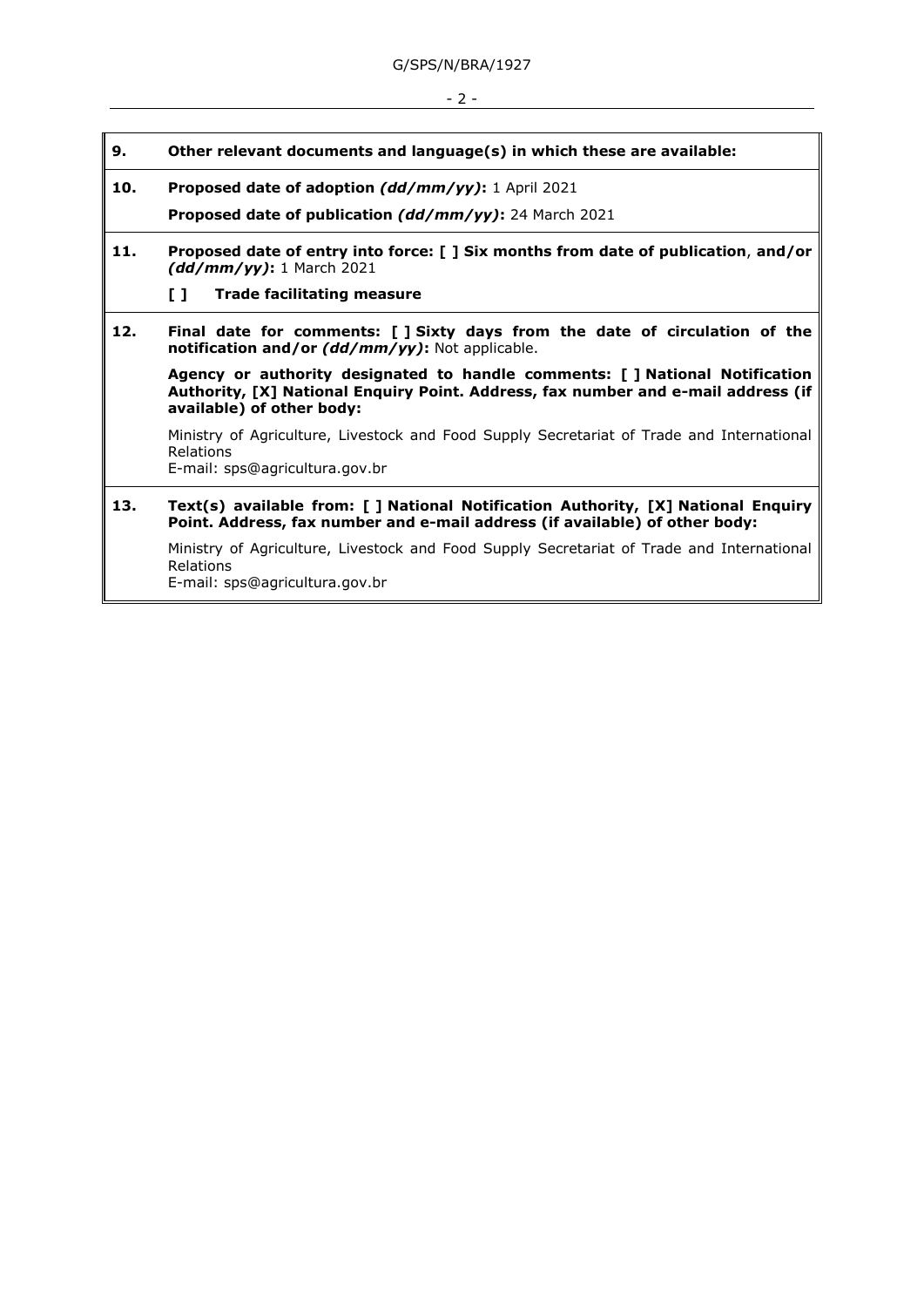**9. Other relevant documents and language(s) in which these are available:**

**10. Proposed date of adoption *(dd/mm/yy)*:** 1 April 2021

**Proposed date of publication *(dd/mm/yy)*:** 24 March 2021

**11. Proposed date of entry into force: [ ] Six months from date of publication, and/or *(dd/mm/yy)*:** 1 March 2021

**[ ] Trade facilitating measure**

**12. Final date for comments: [ ] Sixty days from the date of circulation of the notification and/or *(dd/mm/yy)*:** Not applicable.

**Agency or authority designated to handle comments: [ ] National Notification Authority, [X] National Enquiry Point. Address, fax number and e-mail address (if available) of other body:**

Ministry of Agriculture, Livestock and Food Supply Secretariat of Trade and International Relations
E-mail: sps@agricultura.gov.br

**13. Text(s) available from: [ ] National Notification Authority, [X] National Enquiry Point. Address, fax number and e-mail address (if available) of other body:**

Ministry of Agriculture, Livestock and Food Supply Secretariat of Trade and International Relations
E-mail: sps@agricultura.gov.br